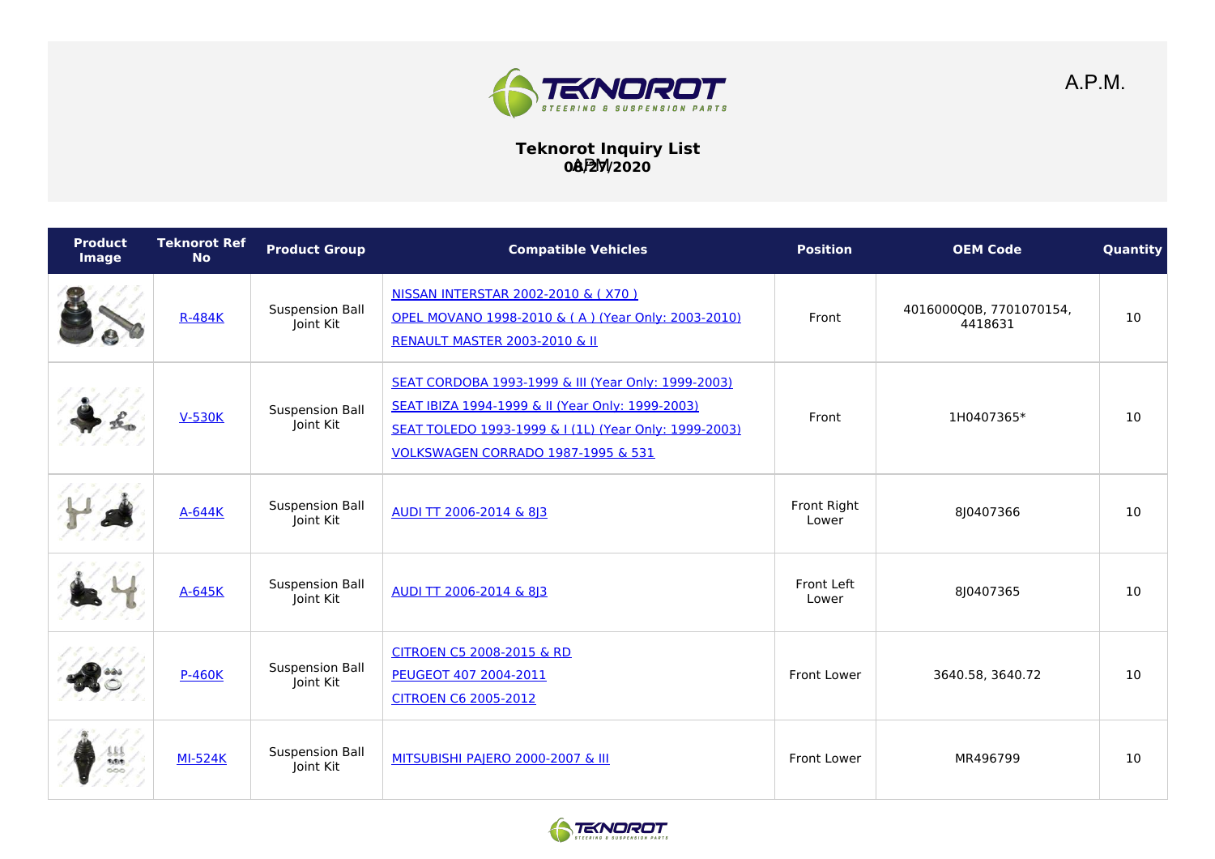A.P.M.

# Teknorot Inquiry List

**08/27/2020**

| Product Image | Teknorot Ref No | Product Group | Compatible Vehicles | Position | OEM Code | Quantity |
|---|---|---|---|---|---|---|
| | R-484K | Suspension Ball Joint Kit | NISSAN INTERSTAR 2002-2010 & ( X70 )<br>OPEL MOVANO 1998-2010 & ( A ) (Year Only: 2003-2010)<br>RENAULT MASTER 2003-2010 & II | Front | 4016000Q0B, 7701070154, 4418631 | 10 |
| | V-530K | Suspension Ball Joint Kit | SEAT CORDOBA 1993-1999 & III (Year Only: 1999-2003)<br>SEAT IBIZA 1994-1999 & II (Year Only: 1999-2003)<br>SEAT TOLEDO 1993-1999 & I (1L) (Year Only: 1999-2003)<br>VOLKSWAGEN CORRADO 1987-1995 & 531 | Front | 1H0407365* | 10 |
| | A-644K | Suspension Ball Joint Kit | AUDI TT 2006-2014 & 8J3 | Front Right Lower | 8J0407366 | 10 |
| | A-645K | Suspension Ball Joint Kit | AUDI TT 2006-2014 & 8J3 | Front Left Lower | 8J0407365 | 10 |
| | P-460K | Suspension Ball Joint Kit | CITROEN C5 2008-2015 & RD<br>PEUGEOT 407 2004-2011<br>CITROEN C6 2005-2012 | Front Lower | 3640.58, 3640.72 | 10 |
| | MI-524K | Suspension Ball Joint Kit | MITSUBISHI PAJERO 2000-2007 & III | Front Lower | MR496799 | 10 |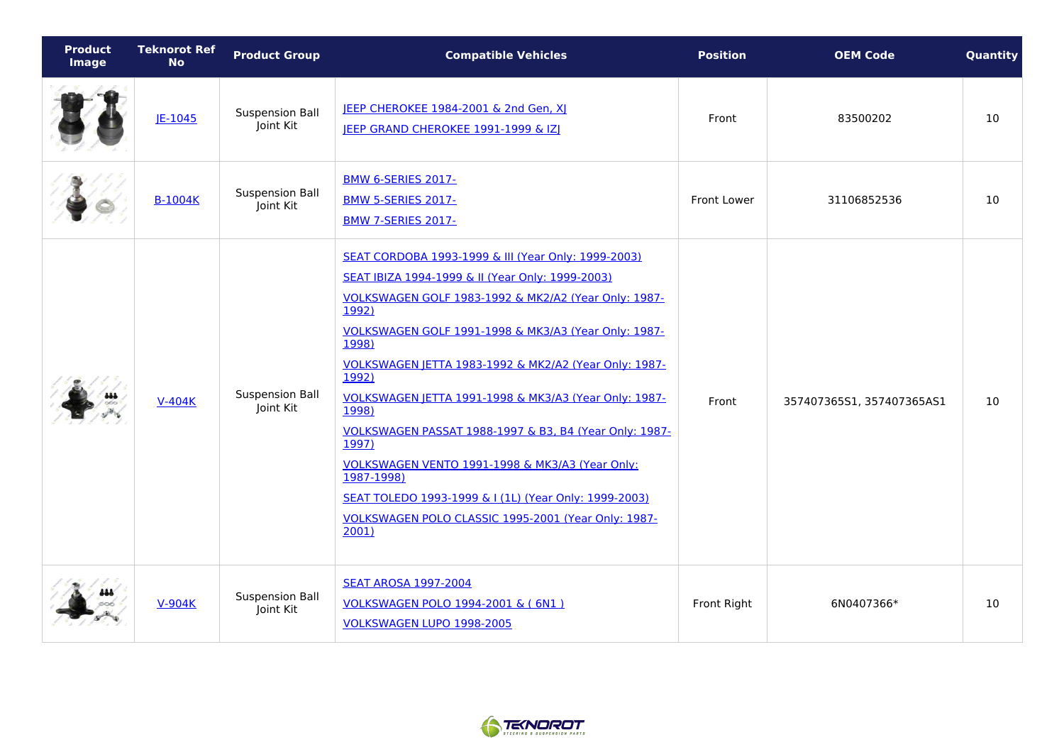| Product Image | Teknorot Ref No | Product Group | Compatible Vehicles | Position | OEM Code | Quantity |
| --- | --- | --- | --- | --- | --- | --- |
| | JE-1045 | Suspension Ball Joint Kit | JEEP CHEROKEE 1984-2001 & 2nd Gen, XJ<br>JEEP GRAND CHEROKEE 1991-1999 & IZJ | Front | 83500202 | 10 |
| | B-1004K | Suspension Ball Joint Kit | BMW 6-SERIES 2017-<br>BMW 5-SERIES 2017-<br>BMW 7-SERIES 2017- | Front Lower | 31106852536 | 10 |
| | V-404K | Suspension Ball Joint Kit | SEAT CORDOBA 1993-1999 & III (Year Only: 1999-2003)<br>SEAT IBIZA 1994-1999 & II (Year Only: 1999-2003)<br>VOLKSWAGEN GOLF 1983-1992 & MK2/A2 (Year Only: 1987-1992)<br>VOLKSWAGEN GOLF 1991-1998 & MK3/A3 (Year Only: 1987-1998)<br>VOLKSWAGEN JETTA 1983-1992 & MK2/A2 (Year Only: 1987-1992)<br>VOLKSWAGEN JETTA 1991-1998 & MK3/A3 (Year Only: 1987-1998)<br>VOLKSWAGEN PASSAT 1988-1997 & B3, B4 (Year Only: 1987-1997)<br>VOLKSWAGEN VENTO 1991-1998 & MK3/A3 (Year Only: 1987-1998)<br>SEAT TOLEDO 1993-1999 & I (1L) (Year Only: 1999-2003)<br>VOLKSWAGEN POLO CLASSIC 1995-2001 (Year Only: 1987-2001) | Front | 357407365S1, 357407365AS1 | 10 |
| | V-904K | Suspension Ball Joint Kit | SEAT AROSA 1997-2004<br>VOLKSWAGEN POLO 1994-2001 & ( 6N1 )<br>VOLKSWAGEN LUPO 1998-2005 | Front Right | 6N0407366* | 10 |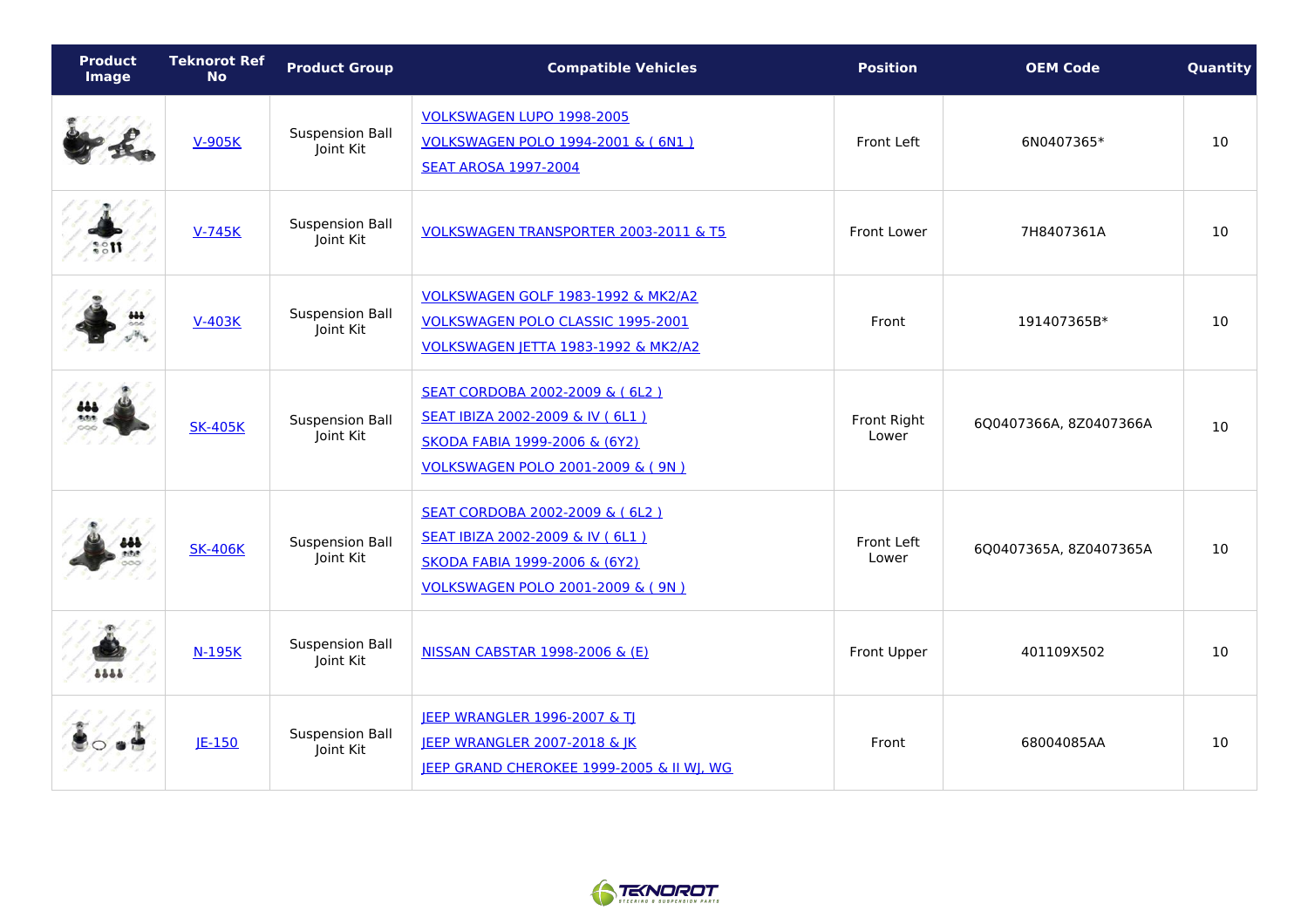| Product Image | Teknorot Ref No | Product Group | Compatible Vehicles | Position | OEM Code | Quantity |
|---|---|---|---|---|---|---|
| | V-905K | Suspension Ball Joint Kit | VOLKSWAGEN LUPO 1998-2005<br>VOLKSWAGEN POLO 1994-2001 & ( 6N1 )<br>SEAT AROSA 1997-2004 | Front Left | 6N0407365* | 10 |
| | V-745K | Suspension Ball Joint Kit | VOLKSWAGEN TRANSPORTER 2003-2011 & T5 | Front Lower | 7H8407361A | 10 |
| | V-403K | Suspension Ball Joint Kit | VOLKSWAGEN GOLF 1983-1992 & MK2/A2<br>VOLKSWAGEN POLO CLASSIC 1995-2001<br>VOLKSWAGEN JETTA 1983-1992 & MK2/A2 | Front | 191407365B* | 10 |
| | SK-405K | Suspension Ball Joint Kit | SEAT CORDOBA 2002-2009 & ( 6L2 )<br>SEAT IBIZA 2002-2009 & IV ( 6L1 )<br>SKODA FABIA 1999-2006 & (6Y2)<br>VOLKSWAGEN POLO 2001-2009 & ( 9N ) | Front Right Lower | 6Q0407366A, 8Z0407366A | 10 |
| | SK-406K | Suspension Ball Joint Kit | SEAT CORDOBA 2002-2009 & ( 6L2 )<br>SEAT IBIZA 2002-2009 & IV ( 6L1 )<br>SKODA FABIA 1999-2006 & (6Y2)<br>VOLKSWAGEN POLO 2001-2009 & ( 9N ) | Front Left Lower | 6Q0407365A, 8Z0407365A | 10 |
| | N-195K | Suspension Ball Joint Kit | NISSAN CABSTAR 1998-2006 & (E) | Front Upper | 401109X502 | 10 |
| | JE-150 | Suspension Ball Joint Kit | JEEP WRANGLER 1996-2007 & TJ<br>JEEP WRANGLER 2007-2018 & JK<br>JEEP GRAND CHEROKEE 1999-2005 & II WJ, WG | Front | 68004085AA | 10 |